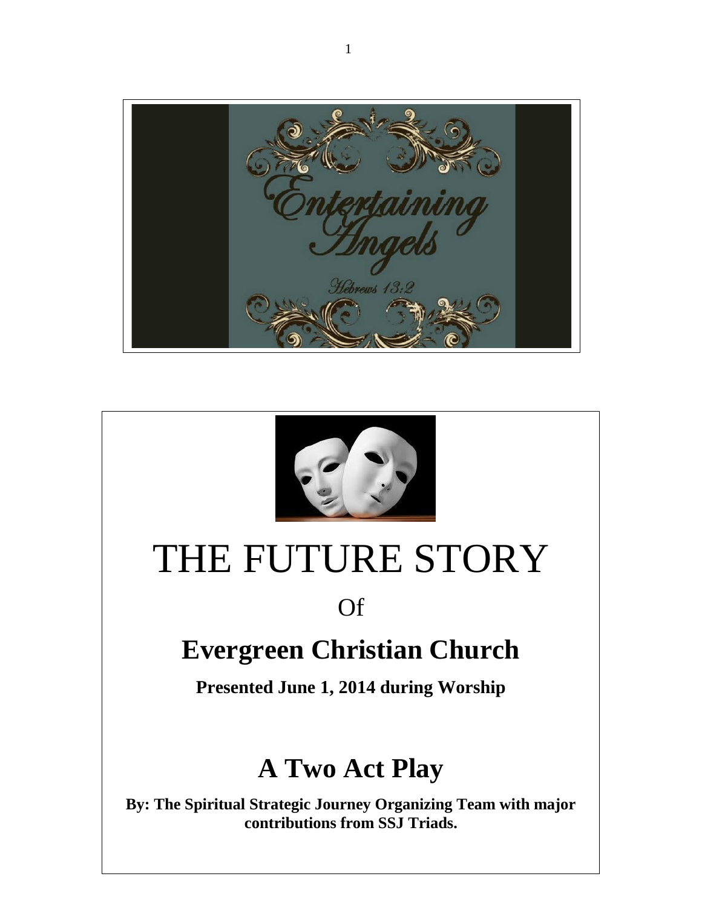Entertaining Angels

Hebrews 13:2

# THE FUTURE STORY

Of

## Evergreen Christian Church

**Presented June 1, 2014 during Worship**

## A Two Act Play

**By: The Spiritual Strategic Journey Organizing Team with major contributions from SSJ Triads.**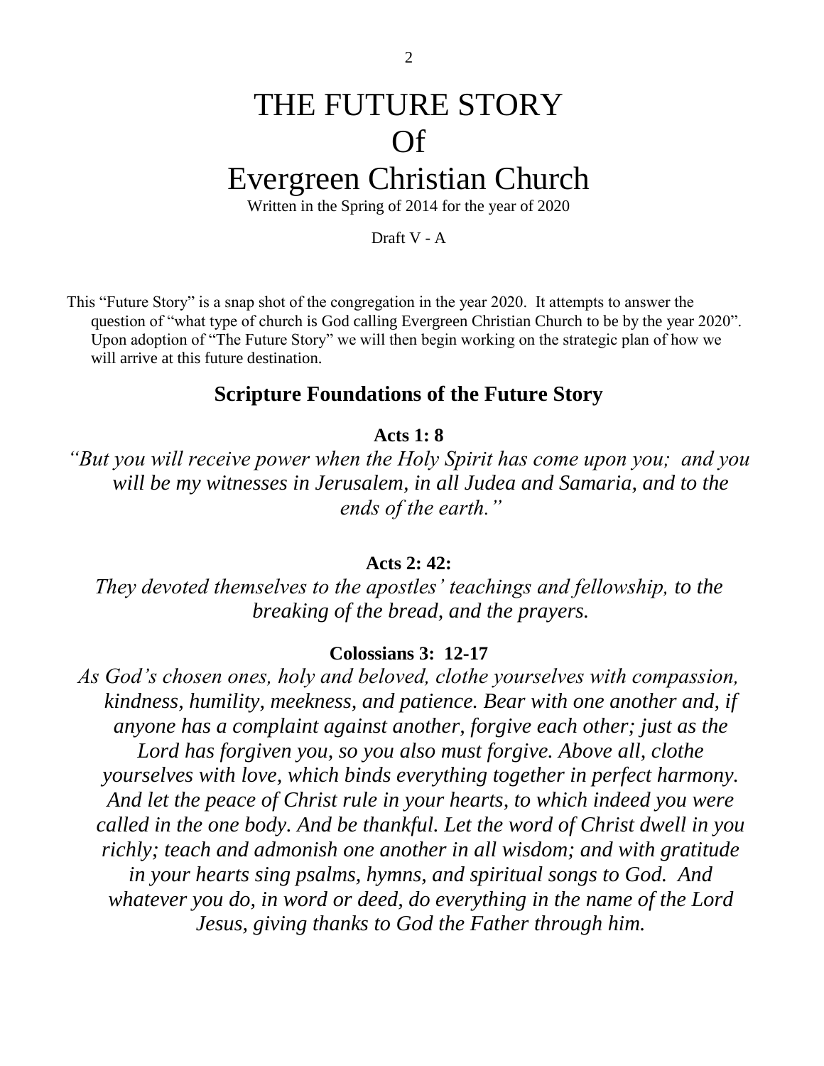# THE FUTURE STORY
# Of
# Evergreen Christian Church

Written in the Spring of 2014 for the year of 2020

Draft V - A

This "Future Story" is a snap shot of the congregation in the year 2020. It attempts to answer the question of "what type of church is God calling Evergreen Christian Church to be by the year 2020". Upon adoption of "The Future Story" we will then begin working on the strategic plan of how we will arrive at this future destination.

## Scripture Foundations of the Future Story

**Acts 1: 8**

*"But you will receive power when the Holy Spirit has come upon you; and you will be my witnesses in Jerusalem, in all Judea and Samaria, and to the ends of the earth."*

**Acts 2: 42:**

*They devoted themselves to the apostles' teachings and fellowship, to the breaking of the bread, and the prayers.*

**Colossians 3: 12-17**

*As God's chosen ones, holy and beloved, clothe yourselves with compassion, kindness, humility, meekness, and patience. Bear with one another and, if anyone has a complaint against another, forgive each other; just as the Lord has forgiven you, so you also must forgive. Above all, clothe yourselves with love, which binds everything together in perfect harmony. And let the peace of Christ rule in your hearts, to which indeed you were called in the one body. And be thankful. Let the word of Christ dwell in you richly; teach and admonish one another in all wisdom; and with gratitude in your hearts sing psalms, hymns, and spiritual songs to God. And whatever you do, in word or deed, do everything in the name of the Lord Jesus, giving thanks to God the Father through him.*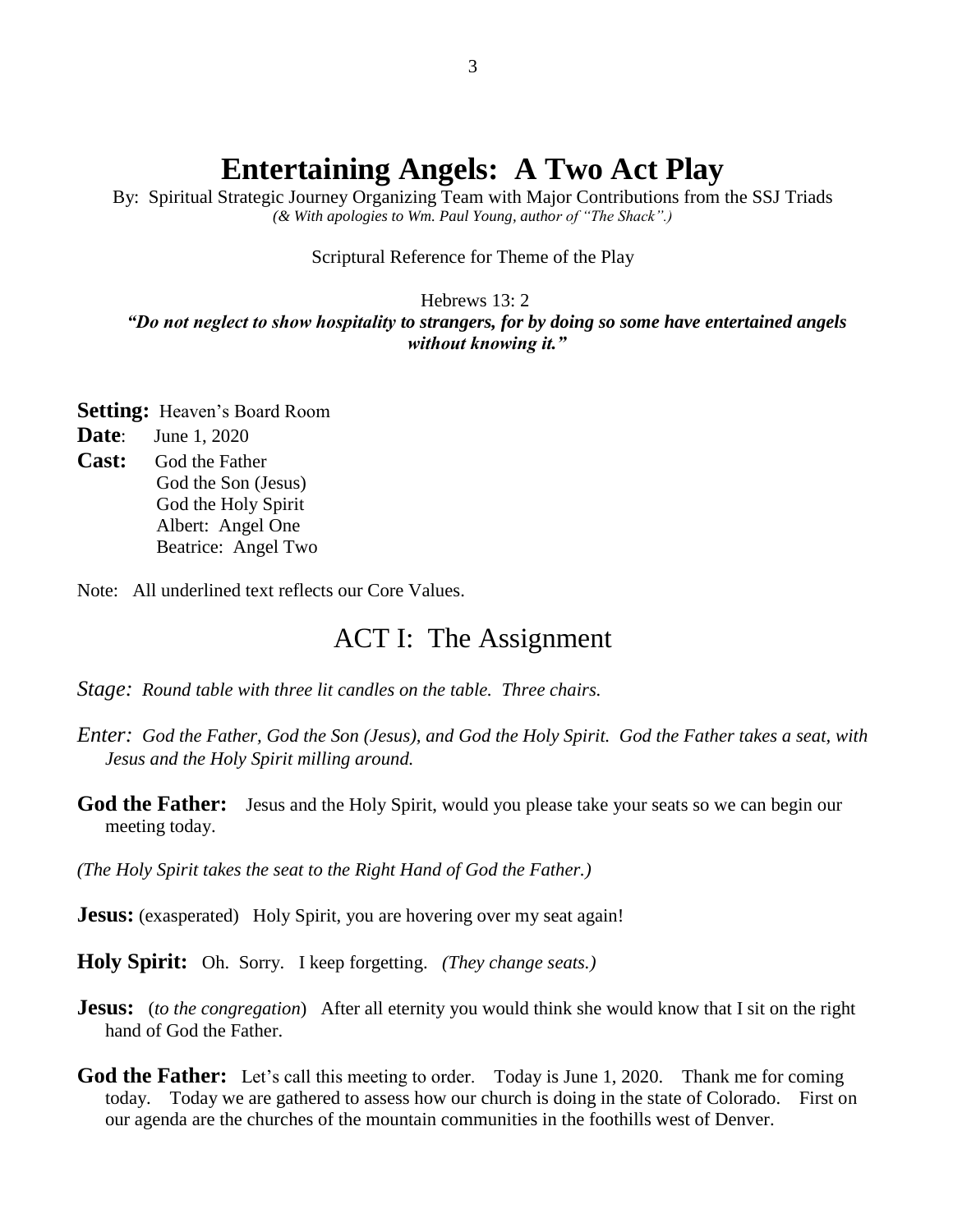# Entertaining Angels: A Two Act Play

By: Spiritual Strategic Journey Organizing Team with Major Contributions from the SSJ Triads
*(& With apologies to Wm. Paul Young, author of "The Shack".)*

Scriptural Reference for Theme of the Play

Hebrews 13: 2
***"Do not neglect to show hospitality to strangers, for by doing so some have entertained angels without knowing it."***

**Setting:** Heaven's Board Room
**Date**: June 1, 2020
**Cast:** God the Father
God the Son (Jesus)
God the Holy Spirit
Albert: Angel One
Beatrice: Angel Two

Note: All underlined text reflects our Core Values.

## ACT I: The Assignment

*Stage: Round table with three lit candles on the table. Three chairs.*

*Enter: God the Father, God the Son (Jesus), and God the Holy Spirit. God the Father takes a seat, with Jesus and the Holy Spirit milling around.*

**God the Father:** Jesus and the Holy Spirit, would you please take your seats so we can begin our meeting today.

*(The Holy Spirit takes the seat to the Right Hand of God the Father.)*

**Jesus:** (exasperated) Holy Spirit, you are hovering over my seat again!

**Holy Spirit:** Oh. Sorry. I keep forgetting. *(They change seats.)*

**Jesus:** (*to the congregation*) After all eternity you would think she would know that I sit on the right hand of God the Father.

**God the Father:** Let's call this meeting to order. Today is June 1, 2020. Thank me for coming today. Today we are gathered to assess how our church is doing in the state of Colorado. First on our agenda are the churches of the mountain communities in the foothills west of Denver.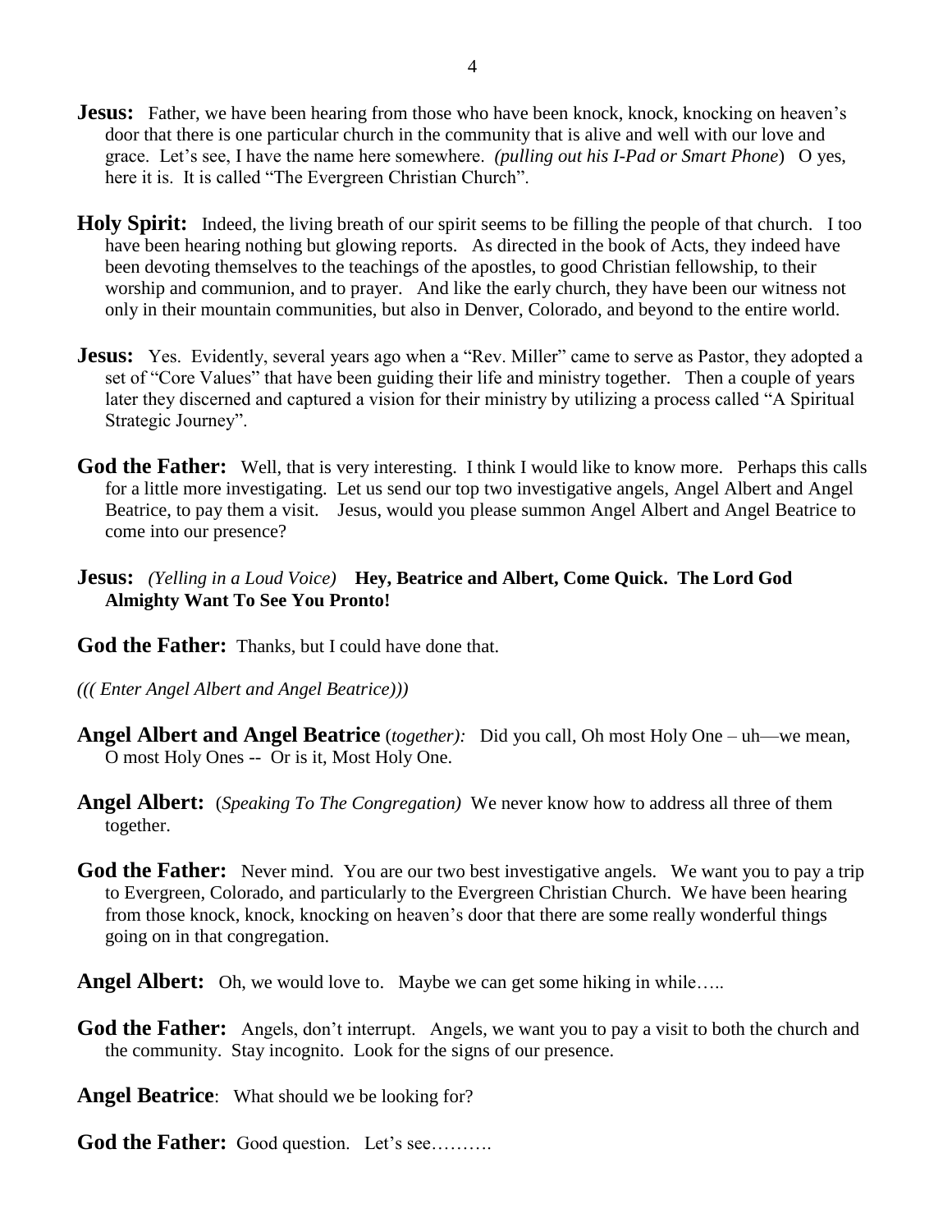**Jesus:** Father, we have been hearing from those who have been knock, knock, knocking on heaven's door that there is one particular church in the community that is alive and well with our love and grace. Let's see, I have the name here somewhere. *(pulling out his I-Pad or Smart Phone*) O yes, here it is. It is called "The Evergreen Christian Church".

**Holy Spirit:** Indeed, the living breath of our spirit seems to be filling the people of that church. I too have been hearing nothing but glowing reports. As directed in the book of Acts, they indeed have been devoting themselves to the teachings of the apostles, to good Christian fellowship, to their worship and communion, and to prayer. And like the early church, they have been our witness not only in their mountain communities, but also in Denver, Colorado, and beyond to the entire world.

**Jesus:** Yes. Evidently, several years ago when a "Rev. Miller" came to serve as Pastor, they adopted a set of "Core Values" that have been guiding their life and ministry together. Then a couple of years later they discerned and captured a vision for their ministry by utilizing a process called "A Spiritual Strategic Journey".

**God the Father:** Well, that is very interesting. I think I would like to know more. Perhaps this calls for a little more investigating. Let us send our top two investigative angels, Angel Albert and Angel Beatrice, to pay them a visit. Jesus, would you please summon Angel Albert and Angel Beatrice to come into our presence?

**Jesus:** *(Yelling in a Loud Voice)* **Hey, Beatrice and Albert, Come Quick. The Lord God Almighty Want To See You Pronto!**

**God the Father:** Thanks, but I could have done that.

*((( Enter Angel Albert and Angel Beatrice)))*

**Angel Albert and Angel Beatrice** (*together):* Did you call, Oh most Holy One – uh—we mean, O most Holy Ones -- Or is it, Most Holy One.

**Angel Albert:** (*Speaking To The Congregation)* We never know how to address all three of them together.

**God the Father:** Never mind. You are our two best investigative angels. We want you to pay a trip to Evergreen, Colorado, and particularly to the Evergreen Christian Church. We have been hearing from those knock, knock, knocking on heaven's door that there are some really wonderful things going on in that congregation.

**Angel Albert:** Oh, we would love to. Maybe we can get some hiking in while…..

**God the Father:** Angels, don't interrupt. Angels, we want you to pay a visit to both the church and the community. Stay incognito. Look for the signs of our presence.

**Angel Beatrice**: What should we be looking for?

**God the Father:** Good question. Let's see……….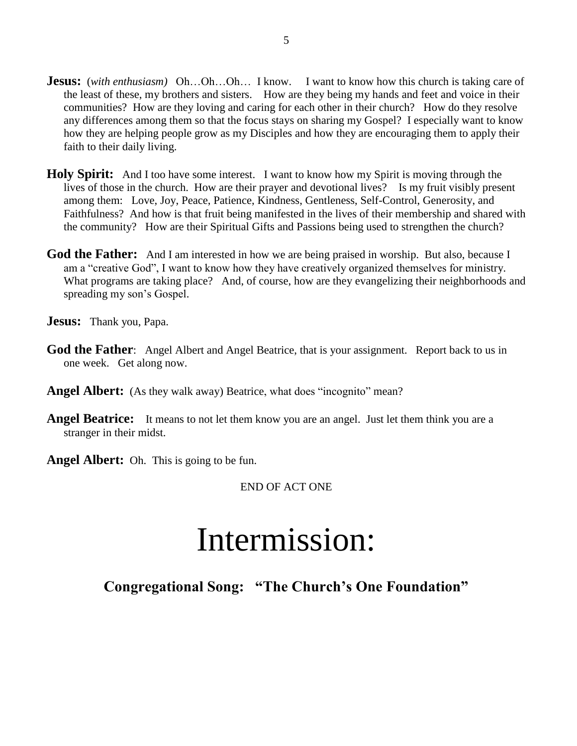**Jesus:** (*with enthusiasm)* Oh…Oh…Oh… I know. I want to know how this church is taking care of the least of these, my brothers and sisters. How are they being my hands and feet and voice in their communities? How are they loving and caring for each other in their church? How do they resolve any differences among them so that the focus stays on sharing my Gospel? I especially want to know how they are helping people grow as my Disciples and how they are encouraging them to apply their faith to their daily living.

**Holy Spirit:** And I too have some interest. I want to know how my Spirit is moving through the lives of those in the church. How are their prayer and devotional lives? Is my fruit visibly present among them: Love, Joy, Peace, Patience, Kindness, Gentleness, Self-Control, Generosity, and Faithfulness? And how is that fruit being manifested in the lives of their membership and shared with the community? How are their Spiritual Gifts and Passions being used to strengthen the church?

**God the Father:** And I am interested in how we are being praised in worship. But also, because I am a "creative God", I want to know how they have creatively organized themselves for ministry. What programs are taking place? And, of course, how are they evangelizing their neighborhoods and spreading my son's Gospel.

**Jesus:** Thank you, Papa.

**God the Father**: Angel Albert and Angel Beatrice, that is your assignment. Report back to us in one week. Get along now.

**Angel Albert:** (As they walk away) Beatrice, what does "incognito" mean?

**Angel Beatrice:** It means to not let them know you are an angel. Just let them think you are a stranger in their midst.

**Angel Albert:** Oh. This is going to be fun.

END OF ACT ONE

# Intermission:

## Congregational Song: "The Church's One Foundation"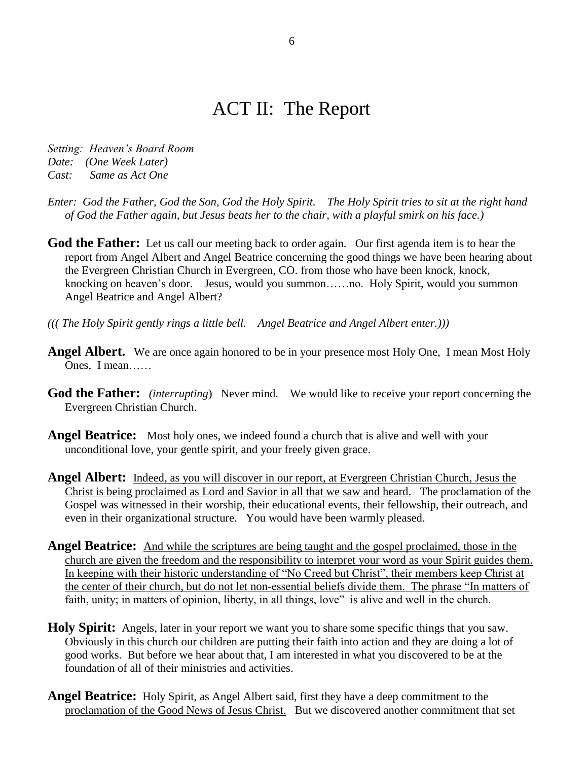# ACT II: The Report

*Setting: Heaven's Board Room*
*Date: (One Week Later)*
*Cast: Same as Act One*

*Enter: God the Father, God the Son, God the Holy Spirit. The Holy Spirit tries to sit at the right hand of God the Father again, but Jesus beats her to the chair, with a playful smirk on his face.)*

**God the Father:** Let us call our meeting back to order again. Our first agenda item is to hear the report from Angel Albert and Angel Beatrice concerning the good things we have been hearing about the Evergreen Christian Church in Evergreen, CO. from those who have been knock, knock, knocking on heaven's door. Jesus, would you summon……no. Holy Spirit, would you summon Angel Beatrice and Angel Albert?

*((( The Holy Spirit gently rings a little bell. Angel Beatrice and Angel Albert enter.)))*

**Angel Albert.** We are once again honored to be in your presence most Holy One, I mean Most Holy Ones, I mean……

**God the Father:** *(interrupting)* Never mind. We would like to receive your report concerning the Evergreen Christian Church.

**Angel Beatrice:** Most holy ones, we indeed found a church that is alive and well with your unconditional love, your gentle spirit, and your freely given grace.

**Angel Albert:** <u>Indeed, as you will discover in our report, at Evergreen Christian Church, Jesus the Christ is being proclaimed as Lord and Savior in all that we saw and heard.</u> The proclamation of the Gospel was witnessed in their worship, their educational events, their fellowship, their outreach, and even in their organizational structure. You would have been warmly pleased.

**Angel Beatrice:** <u>And while the scriptures are being taught and the gospel proclaimed, those in the church are given the freedom and the responsibility to interpret your word as your Spirit guides them. In keeping with their historic understanding of "No Creed but Christ", their members keep Christ at the center of their church, but do not let non-essential beliefs divide them. The phrase "In matters of faith, unity; in matters of opinion, liberty, in all things, love" is alive and well in the church.</u>

**Holy Spirit:** Angels, later in your report we want you to share some specific things that you saw. Obviously in this church our children are putting their faith into action and they are doing a lot of good works. But before we hear about that, I am interested in what you discovered to be at the foundation of all of their ministries and activities.

**Angel Beatrice:** Holy Spirit, as Angel Albert said, first they have a deep commitment to the <u>proclamation of the Good News of Jesus Christ.</u> But we discovered another commitment that set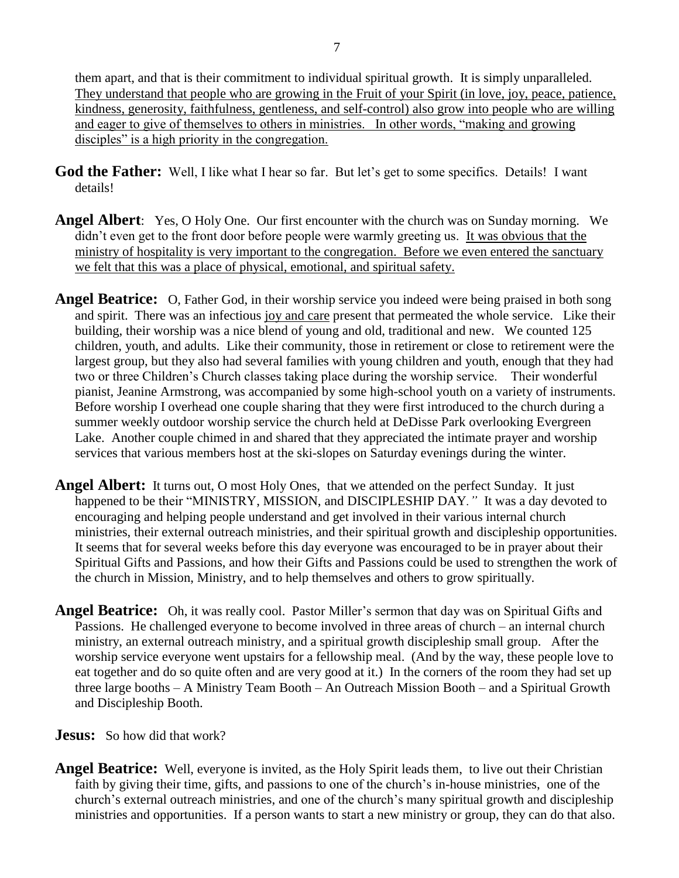them apart, and that is their commitment to individual spiritual growth. It is simply unparalleled. <u>They understand that people who are growing in the Fruit of your Spirit (in love, joy, peace, patience, kindness, generosity, faithfulness, gentleness, and self-control) also grow into people who are willing and eager to give of themselves to others in ministries. In other words, "making and growing disciples" is a high priority in the congregation.</u>

**God the Father:** Well, I like what I hear so far. But let's get to some specifics. Details! I want details!

**Angel Albert**: Yes, O Holy One. Our first encounter with the church was on Sunday morning. We didn't even get to the front door before people were warmly greeting us. <u>It was obvious that the ministry of hospitality is very important to the congregation. Before we even entered the sanctuary we felt that this was a place of physical, emotional, and spiritual safety.</u>

**Angel Beatrice:** O, Father God, in their worship service you indeed were being praised in both song and spirit. There was an infectious <u>joy and care</u> present that permeated the whole service. Like their building, their worship was a nice blend of young and old, traditional and new. We counted 125 children, youth, and adults. Like their community, those in retirement or close to retirement were the largest group, but they also had several families with young children and youth, enough that they had two or three Children's Church classes taking place during the worship service. Their wonderful pianist, Jeanine Armstrong, was accompanied by some high-school youth on a variety of instruments. Before worship I overhead one couple sharing that they were first introduced to the church during a summer weekly outdoor worship service the church held at DeDisse Park overlooking Evergreen Lake. Another couple chimed in and shared that they appreciated the intimate prayer and worship services that various members host at the ski-slopes on Saturday evenings during the winter.

**Angel Albert:** It turns out, O most Holy Ones, that we attended on the perfect Sunday. It just happened to be their "MINISTRY, MISSION, and DISCIPLESHIP DAY*."* It was a day devoted to encouraging and helping people understand and get involved in their various internal church ministries, their external outreach ministries, and their spiritual growth and discipleship opportunities. It seems that for several weeks before this day everyone was encouraged to be in prayer about their Spiritual Gifts and Passions, and how their Gifts and Passions could be used to strengthen the work of the church in Mission, Ministry, and to help themselves and others to grow spiritually.

**Angel Beatrice:** Oh, it was really cool. Pastor Miller's sermon that day was on Spiritual Gifts and Passions. He challenged everyone to become involved in three areas of church – an internal church ministry, an external outreach ministry, and a spiritual growth discipleship small group. After the worship service everyone went upstairs for a fellowship meal. (And by the way, these people love to eat together and do so quite often and are very good at it.) In the corners of the room they had set up three large booths – A Ministry Team Booth – An Outreach Mission Booth – and a Spiritual Growth and Discipleship Booth.

**Jesus:** So how did that work?

**Angel Beatrice:** Well, everyone is invited, as the Holy Spirit leads them, to live out their Christian faith by giving their time, gifts, and passions to one of the church's in-house ministries, one of the church's external outreach ministries, and one of the church's many spiritual growth and discipleship ministries and opportunities. If a person wants to start a new ministry or group, they can do that also.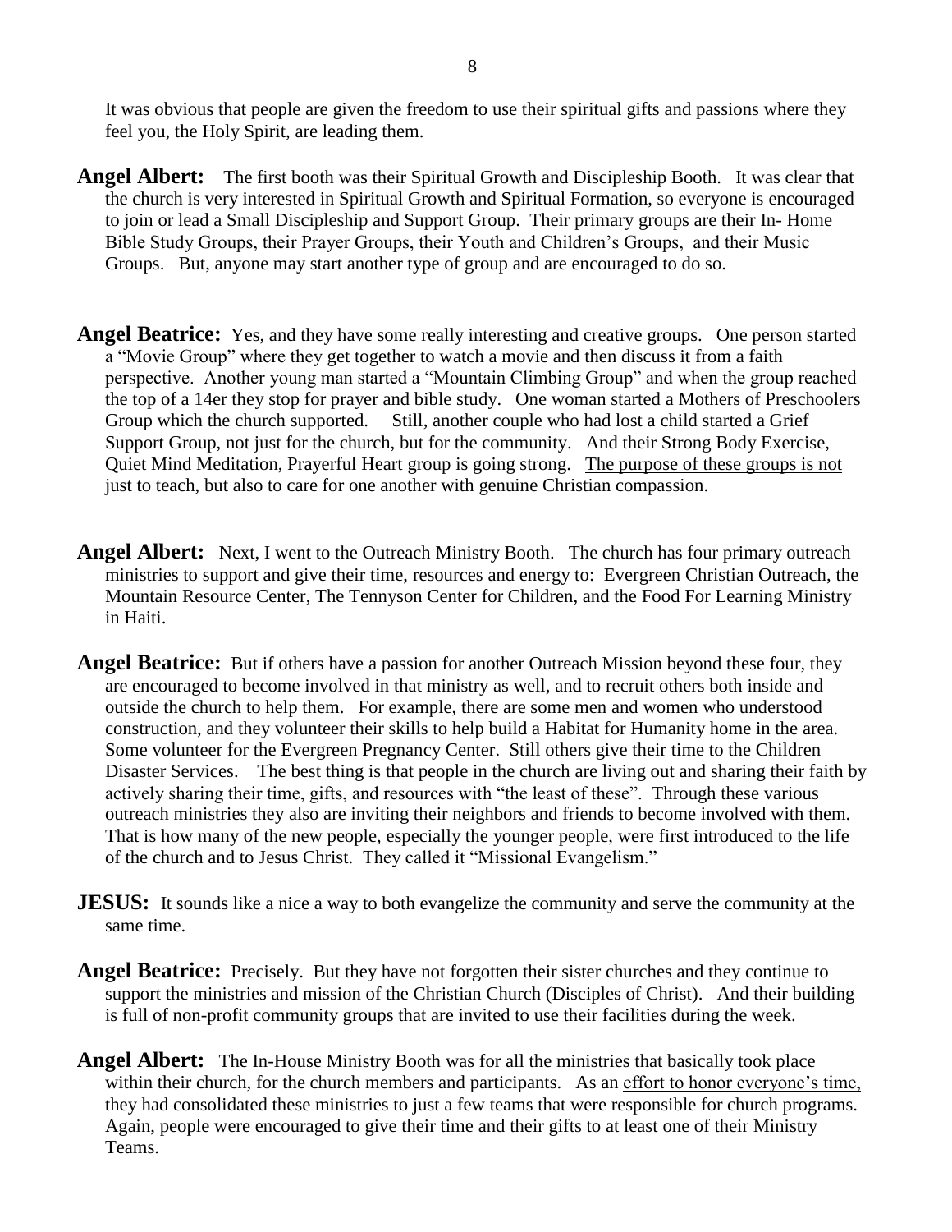It was obvious that people are given the freedom to use their spiritual gifts and passions where they feel you, the Holy Spirit, are leading them.

**Angel Albert:** The first booth was their Spiritual Growth and Discipleship Booth. It was clear that the church is very interested in Spiritual Growth and Spiritual Formation, so everyone is encouraged to join or lead a Small Discipleship and Support Group. Their primary groups are their In- Home Bible Study Groups, their Prayer Groups, their Youth and Children's Groups, and their Music Groups. But, anyone may start another type of group and are encouraged to do so.

**Angel Beatrice:** Yes, and they have some really interesting and creative groups. One person started a "Movie Group" where they get together to watch a movie and then discuss it from a faith perspective. Another young man started a "Mountain Climbing Group" and when the group reached the top of a 14er they stop for prayer and bible study. One woman started a Mothers of Preschoolers Group which the church supported. Still, another couple who had lost a child started a Grief Support Group, not just for the church, but for the community. And their Strong Body Exercise, Quiet Mind Meditation, Prayerful Heart group is going strong. <u>The purpose of these groups is not just to teach, but also to care for one another with genuine Christian compassion.</u>

**Angel Albert:** Next, I went to the Outreach Ministry Booth. The church has four primary outreach ministries to support and give their time, resources and energy to: Evergreen Christian Outreach, the Mountain Resource Center, The Tennyson Center for Children, and the Food For Learning Ministry in Haiti.

**Angel Beatrice:** But if others have a passion for another Outreach Mission beyond these four, they are encouraged to become involved in that ministry as well, and to recruit others both inside and outside the church to help them. For example, there are some men and women who understood construction, and they volunteer their skills to help build a Habitat for Humanity home in the area. Some volunteer for the Evergreen Pregnancy Center. Still others give their time to the Children Disaster Services. The best thing is that people in the church are living out and sharing their faith by actively sharing their time, gifts, and resources with "the least of these". Through these various outreach ministries they also are inviting their neighbors and friends to become involved with them. That is how many of the new people, especially the younger people, were first introduced to the life of the church and to Jesus Christ. They called it "Missional Evangelism."

**JESUS:** It sounds like a nice a way to both evangelize the community and serve the community at the same time.

**Angel Beatrice:** Precisely. But they have not forgotten their sister churches and they continue to support the ministries and mission of the Christian Church (Disciples of Christ). And their building is full of non-profit community groups that are invited to use their facilities during the week.

**Angel Albert:** The In-House Ministry Booth was for all the ministries that basically took place within their church, for the church members and participants. As an <u>effort to honor everyone's time,</u> they had consolidated these ministries to just a few teams that were responsible for church programs. Again, people were encouraged to give their time and their gifts to at least one of their Ministry Teams.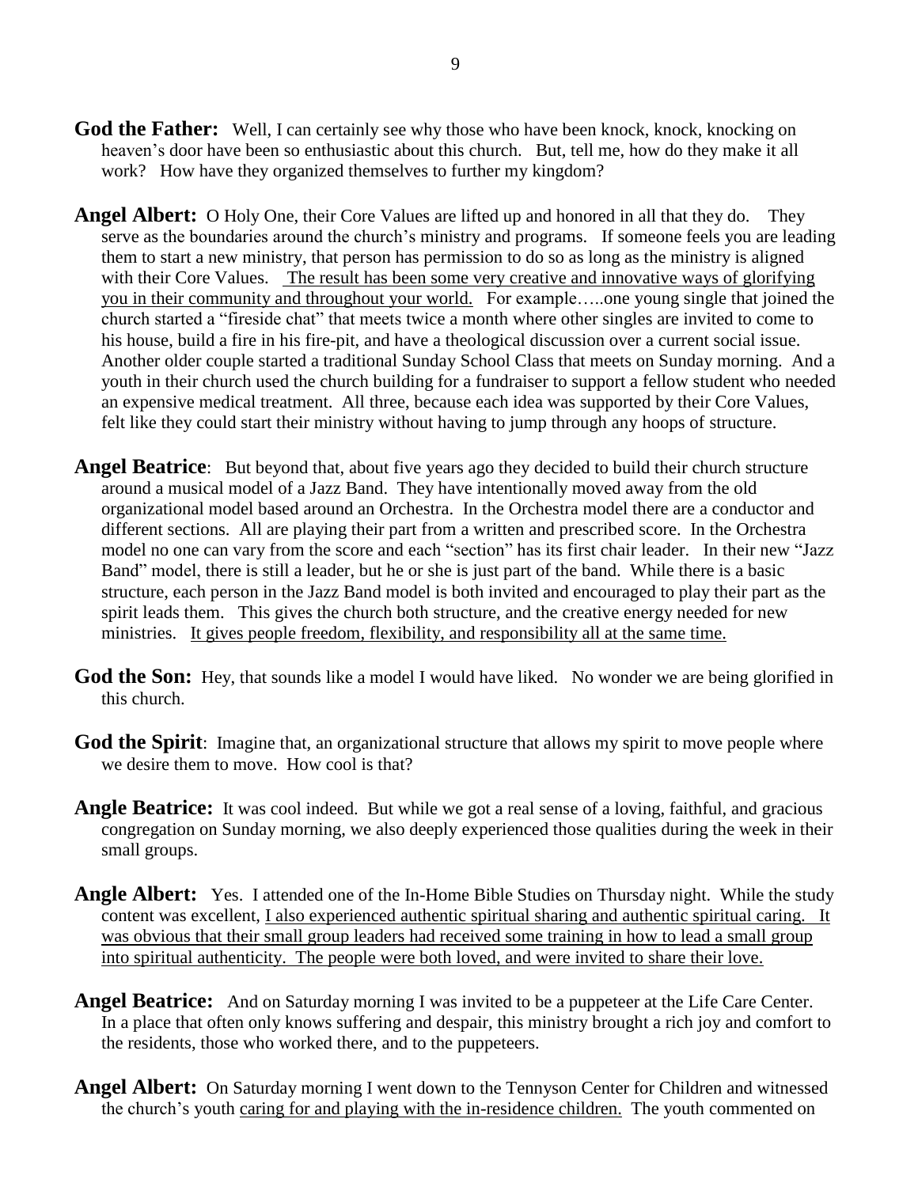**God the Father:** Well, I can certainly see why those who have been knock, knock, knocking on heaven's door have been so enthusiastic about this church. But, tell me, how do they make it all work? How have they organized themselves to further my kingdom?

**Angel Albert:** O Holy One, their Core Values are lifted up and honored in all that they do. They serve as the boundaries around the church's ministry and programs. If someone feels you are leading them to start a new ministry, that person has permission to do so as long as the ministry is aligned with their Core Values. <u>The result has been some very creative and innovative ways of glorifying you in their community and throughout your world.</u> For example…..one young single that joined the church started a "fireside chat" that meets twice a month where other singles are invited to come to his house, build a fire in his fire-pit, and have a theological discussion over a current social issue. Another older couple started a traditional Sunday School Class that meets on Sunday morning. And a youth in their church used the church building for a fundraiser to support a fellow student who needed an expensive medical treatment. All three, because each idea was supported by their Core Values, felt like they could start their ministry without having to jump through any hoops of structure.

**Angel Beatrice**: But beyond that, about five years ago they decided to build their church structure around a musical model of a Jazz Band. They have intentionally moved away from the old organizational model based around an Orchestra. In the Orchestra model there are a conductor and different sections. All are playing their part from a written and prescribed score. In the Orchestra model no one can vary from the score and each "section" has its first chair leader. In their new "Jazz Band" model, there is still a leader, but he or she is just part of the band. While there is a basic structure, each person in the Jazz Band model is both invited and encouraged to play their part as the spirit leads them. This gives the church both structure, and the creative energy needed for new ministries. <u>It gives people freedom, flexibility, and responsibility all at the same time.</u>

**God the Son:** Hey, that sounds like a model I would have liked. No wonder we are being glorified in this church.

**God the Spirit**: Imagine that, an organizational structure that allows my spirit to move people where we desire them to move. How cool is that?

**Angle Beatrice:** It was cool indeed. But while we got a real sense of a loving, faithful, and gracious congregation on Sunday morning, we also deeply experienced those qualities during the week in their small groups.

**Angle Albert:** Yes. I attended one of the In-Home Bible Studies on Thursday night. While the study content was excellent, <u>I also experienced authentic spiritual sharing and authentic spiritual caring. It was obvious that their small group leaders had received some training in how to lead a small group into spiritual authenticity. The people were both loved, and were invited to share their love.</u>

**Angel Beatrice:** And on Saturday morning I was invited to be a puppeteer at the Life Care Center. In a place that often only knows suffering and despair, this ministry brought a rich joy and comfort to the residents, those who worked there, and to the puppeteers.

**Angel Albert:** On Saturday morning I went down to the Tennyson Center for Children and witnessed the church's youth <u>caring for and playing with the in-residence children.</u> The youth commented on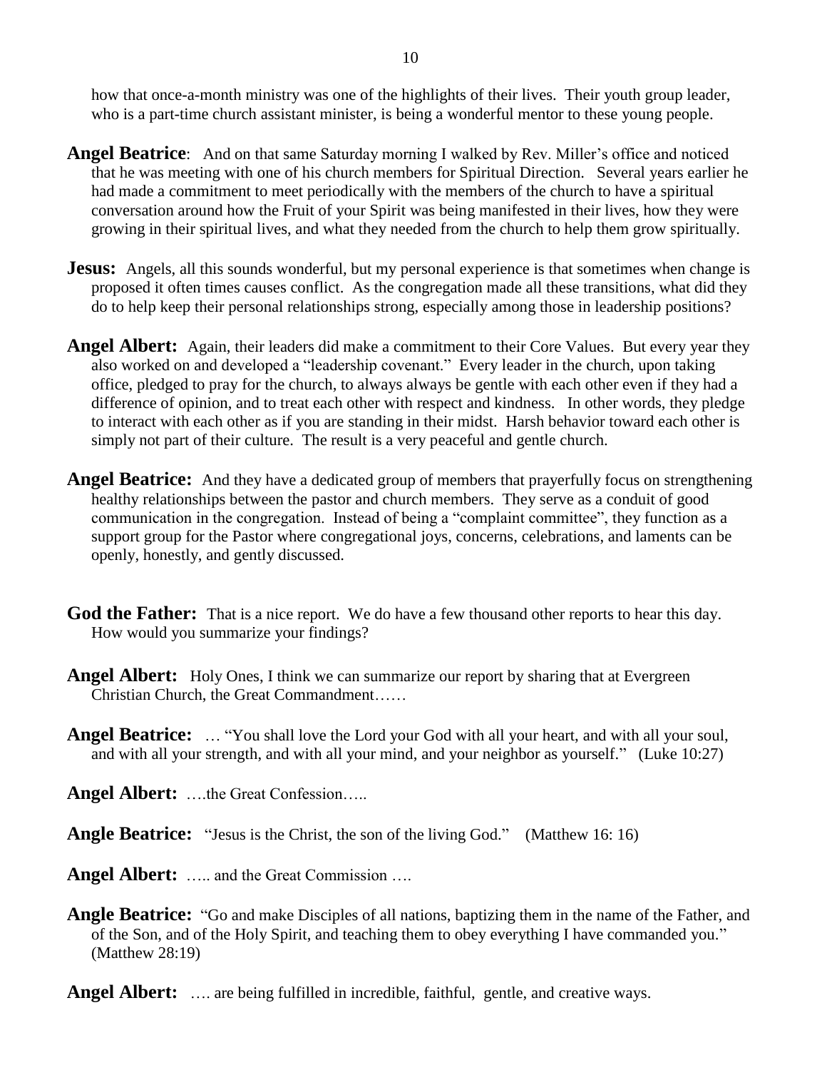how that once-a-month ministry was one of the highlights of their lives. Their youth group leader, who is a part-time church assistant minister, is being a wonderful mentor to these young people.

**Angel Beatrice**: And on that same Saturday morning I walked by Rev. Miller's office and noticed that he was meeting with one of his church members for Spiritual Direction. Several years earlier he had made a commitment to meet periodically with the members of the church to have a spiritual conversation around how the Fruit of your Spirit was being manifested in their lives, how they were growing in their spiritual lives, and what they needed from the church to help them grow spiritually.

**Jesus:** Angels, all this sounds wonderful, but my personal experience is that sometimes when change is proposed it often times causes conflict. As the congregation made all these transitions, what did they do to help keep their personal relationships strong, especially among those in leadership positions?

**Angel Albert:** Again, their leaders did make a commitment to their Core Values. But every year they also worked on and developed a "leadership covenant." Every leader in the church, upon taking office, pledged to pray for the church, to always always be gentle with each other even if they had a difference of opinion, and to treat each other with respect and kindness. In other words, they pledge to interact with each other as if you are standing in their midst. Harsh behavior toward each other is simply not part of their culture. The result is a very peaceful and gentle church.

**Angel Beatrice:** And they have a dedicated group of members that prayerfully focus on strengthening healthy relationships between the pastor and church members. They serve as a conduit of good communication in the congregation. Instead of being a "complaint committee", they function as a support group for the Pastor where congregational joys, concerns, celebrations, and laments can be openly, honestly, and gently discussed.

**God the Father:** That is a nice report. We do have a few thousand other reports to hear this day. How would you summarize your findings?

**Angel Albert:** Holy Ones, I think we can summarize our report by sharing that at Evergreen Christian Church, the Great Commandment……

**Angel Beatrice:** … "You shall love the Lord your God with all your heart, and with all your soul, and with all your strength, and with all your mind, and your neighbor as yourself." (Luke 10:27)

**Angel Albert:** ….the Great Confession…..

**Angle Beatrice:** "Jesus is the Christ, the son of the living God." (Matthew 16: 16)

**Angel Albert:** ….. and the Great Commission ….

**Angle Beatrice:** "Go and make Disciples of all nations, baptizing them in the name of the Father, and of the Son, and of the Holy Spirit, and teaching them to obey everything I have commanded you." (Matthew 28:19)

**Angel Albert:** …. are being fulfilled in incredible, faithful, gentle, and creative ways.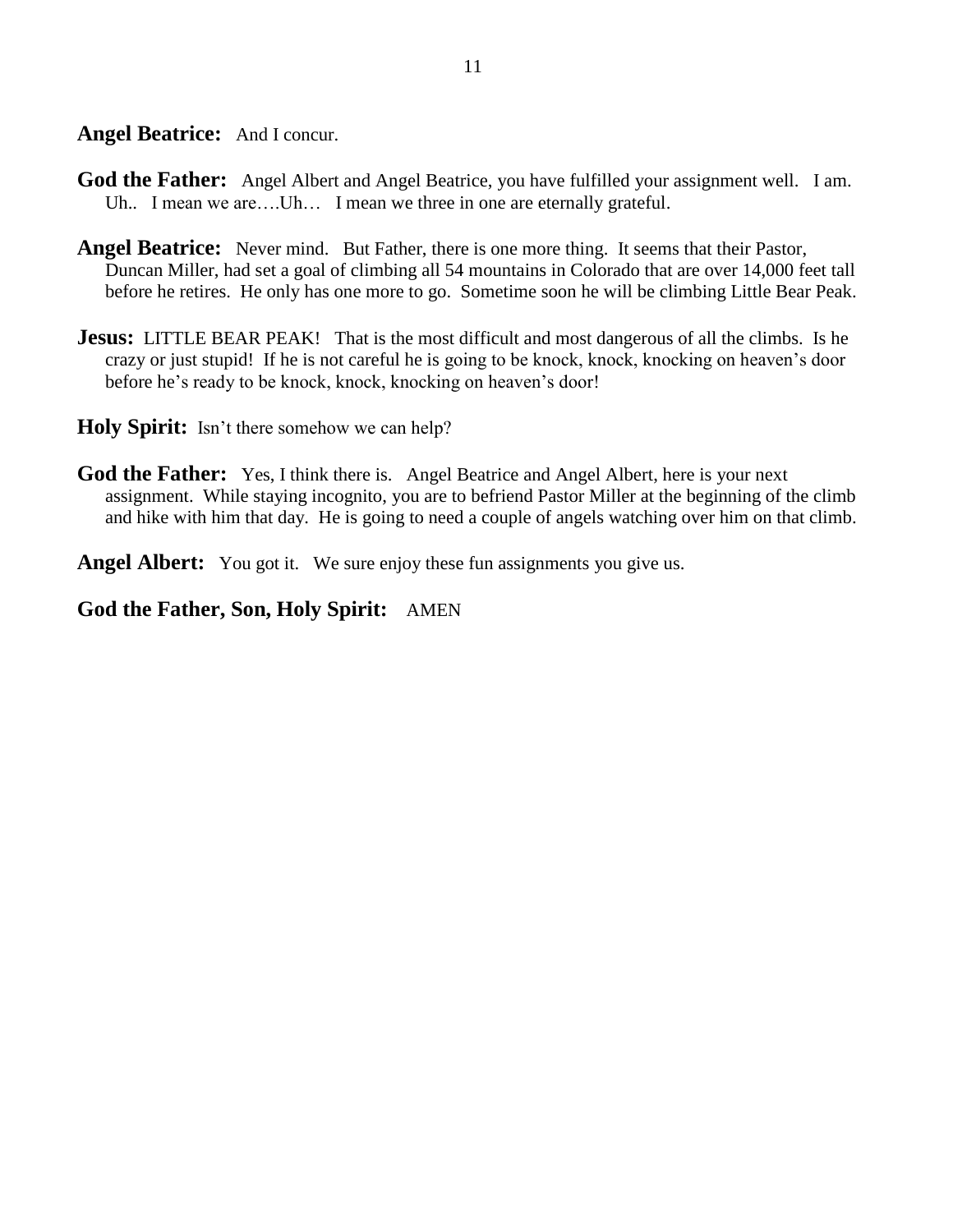**Angel Beatrice:** And I concur.

**God the Father:** Angel Albert and Angel Beatrice, you have fulfilled your assignment well. I am. Uh.. I mean we are….Uh… I mean we three in one are eternally grateful.

**Angel Beatrice:** Never mind. But Father, there is one more thing. It seems that their Pastor, Duncan Miller, had set a goal of climbing all 54 mountains in Colorado that are over 14,000 feet tall before he retires. He only has one more to go. Sometime soon he will be climbing Little Bear Peak.

**Jesus:** LITTLE BEAR PEAK! That is the most difficult and most dangerous of all the climbs. Is he crazy or just stupid! If he is not careful he is going to be knock, knock, knocking on heaven's door before he's ready to be knock, knock, knocking on heaven's door!

**Holy Spirit:** Isn't there somehow we can help?

**God the Father:** Yes, I think there is. Angel Beatrice and Angel Albert, here is your next assignment. While staying incognito, you are to befriend Pastor Miller at the beginning of the climb and hike with him that day. He is going to need a couple of angels watching over him on that climb.

**Angel Albert:** You got it. We sure enjoy these fun assignments you give us.

**God the Father, Son, Holy Spirit:** AMEN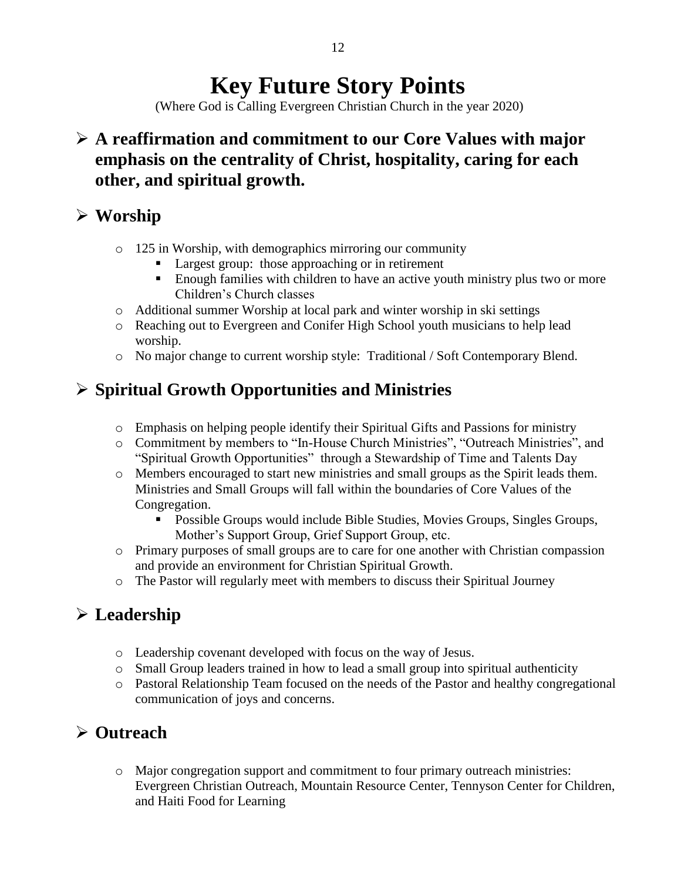# Key Future Story Points

(Where God is Calling Evergreen Christian Church in the year 2020)

- **A reaffirmation and commitment to our Core Values with major emphasis on the centrality of Christ, hospitality, caring for each other, and spiritual growth.**

## Worship

- 125 in Worship, with demographics mirroring our community
  - Largest group: those approaching or in retirement
  - Enough families with children to have an active youth ministry plus two or more Children's Church classes
- Additional summer Worship at local park and winter worship in ski settings
- Reaching out to Evergreen and Conifer High School youth musicians to help lead worship.
- No major change to current worship style: Traditional / Soft Contemporary Blend.

## Spiritual Growth Opportunities and Ministries

- Emphasis on helping people identify their Spiritual Gifts and Passions for ministry
- Commitment by members to "In-House Church Ministries", "Outreach Ministries", and "Spiritual Growth Opportunities" through a Stewardship of Time and Talents Day
- Members encouraged to start new ministries and small groups as the Spirit leads them. Ministries and Small Groups will fall within the boundaries of Core Values of the Congregation.
  - Possible Groups would include Bible Studies, Movies Groups, Singles Groups, Mother's Support Group, Grief Support Group, etc.
- Primary purposes of small groups are to care for one another with Christian compassion and provide an environment for Christian Spiritual Growth.
- The Pastor will regularly meet with members to discuss their Spiritual Journey

## Leadership

- Leadership covenant developed with focus on the way of Jesus.
- Small Group leaders trained in how to lead a small group into spiritual authenticity
- Pastoral Relationship Team focused on the needs of the Pastor and healthy congregational communication of joys and concerns.

## Outreach

- Major congregation support and commitment to four primary outreach ministries: Evergreen Christian Outreach, Mountain Resource Center, Tennyson Center for Children, and Haiti Food for Learning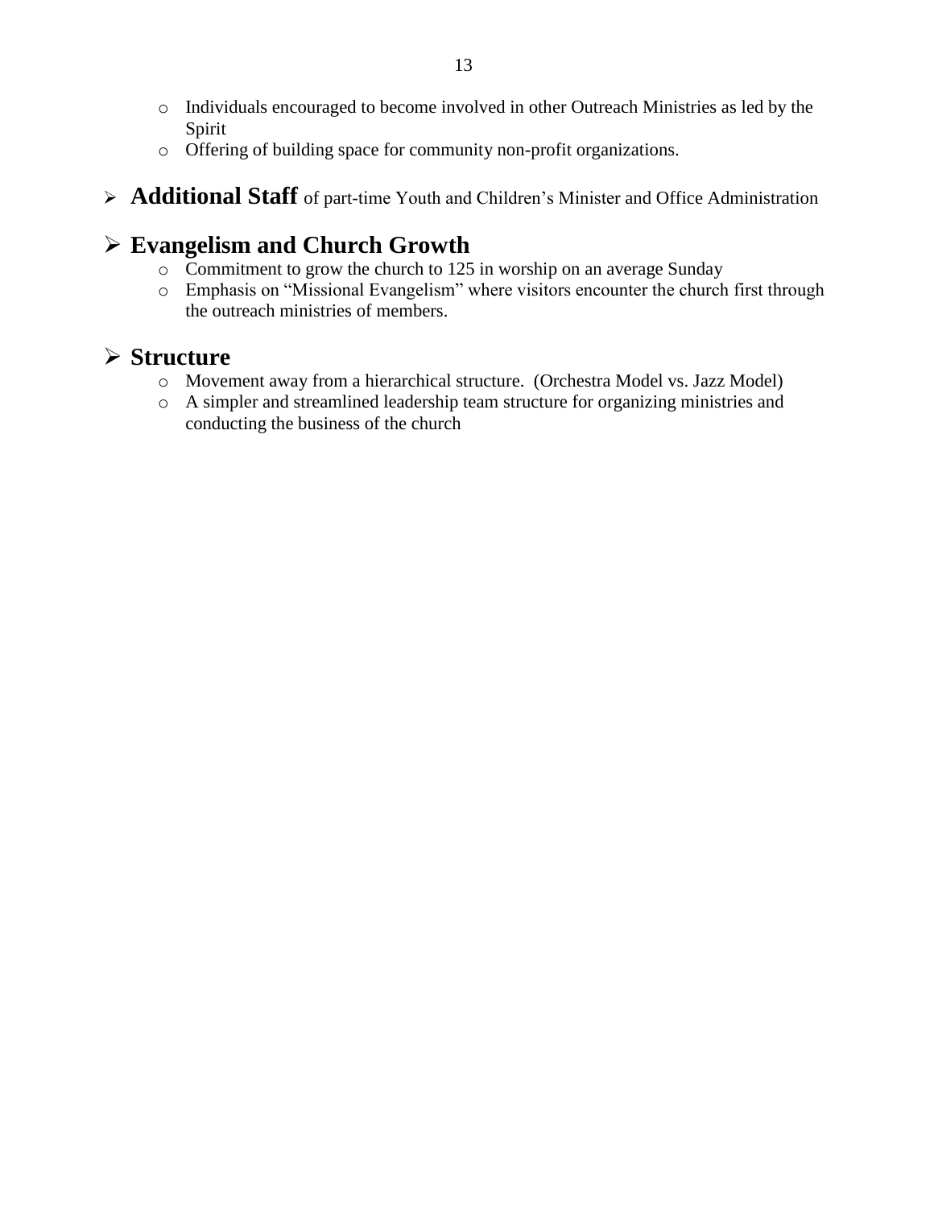- Individuals encouraged to become involved in other Outreach Ministries as led by the Spirit
   - Offering of building space for community non-profit organizations.

- **Additional Staff** of part-time Youth and Children's Minister and Office Administration

## Evangelism and Church Growth

- Commitment to grow the church to 125 in worship on an average Sunday
- Emphasis on "Missional Evangelism" where visitors encounter the church first through the outreach ministries of members.

## Structure

- Movement away from a hierarchical structure. (Orchestra Model vs. Jazz Model)
- A simpler and streamlined leadership team structure for organizing ministries and conducting the business of the church